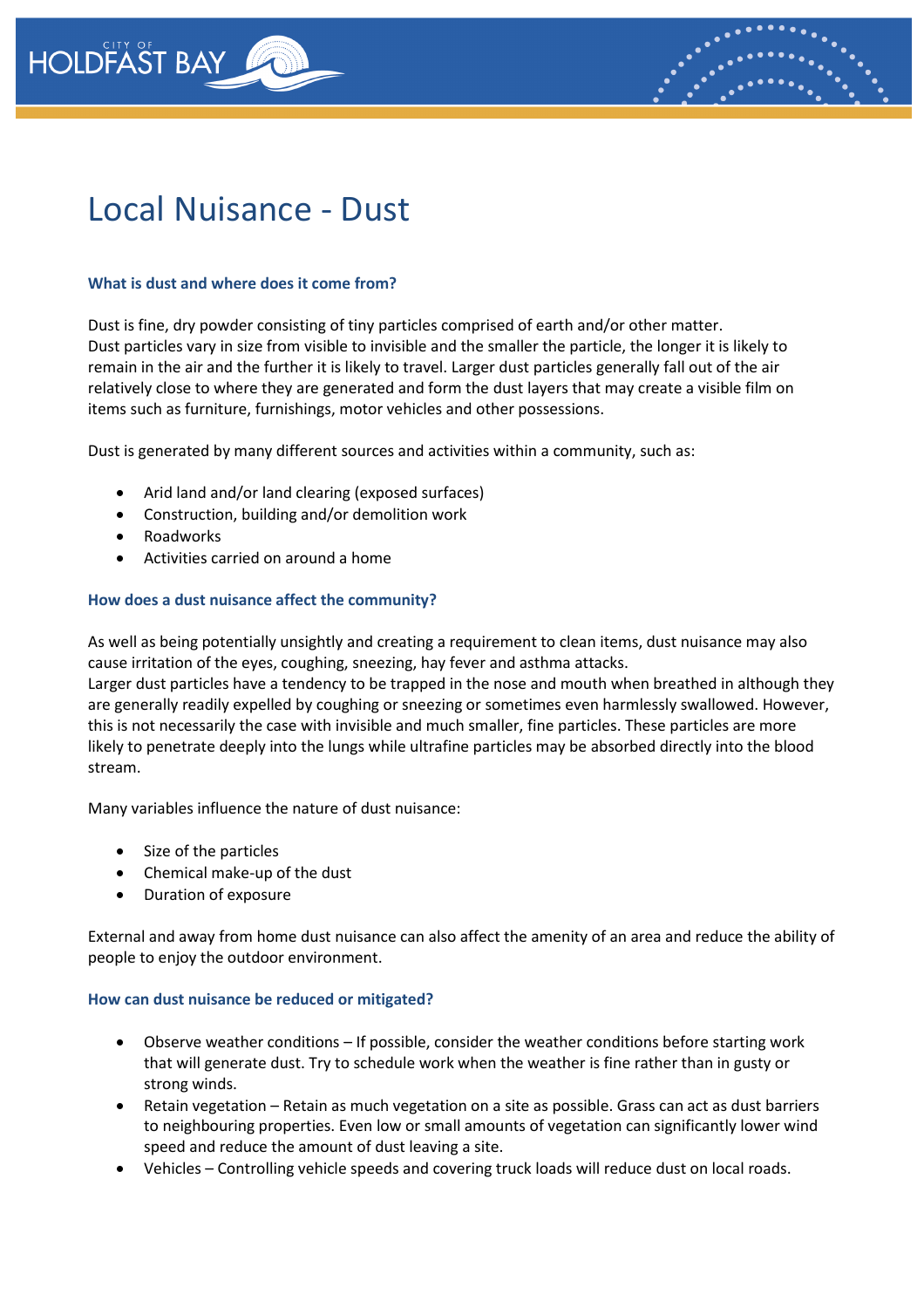# Local Nuisance - Dust

### What is dust and where does it come from?

Dust is fine, dry powder consisting of tiny particles comprised of earth and/or other matter. Dust particles vary in size from visible to invisible and the smaller the particle, the longer it is likely to remain in the air and the further it is likely to travel. Larger dust particles generally fall out of the air relatively close to where they are generated and form the dust layers that may create a visible film on items such as furniture, furnishings, motor vehicles and other possessions.

Dust is generated by many different sources and activities within a community, such as:

- Arid land and/or land clearing (exposed surfaces)
- Construction, building and/or demolition work
- Roadworks
- Activities carried on around a home

### How does a dust nuisance affect the community?

As well as being potentially unsightly and creating a requirement to clean items, dust nuisance may also cause irritation of the eyes, coughing, sneezing, hay fever and asthma attacks.
Larger dust particles have a tendency to be trapped in the nose and mouth when breathed in although they are generally readily expelled by coughing or sneezing or sometimes even harmlessly swallowed. However, this is not necessarily the case with invisible and much smaller, fine particles. These particles are more likely to penetrate deeply into the lungs while ultrafine particles may be absorbed directly into the blood stream.

Many variables influence the nature of dust nuisance:

- Size of the particles
- Chemical make-up of the dust
- Duration of exposure

External and away from home dust nuisance can also affect the amenity of an area and reduce the ability of people to enjoy the outdoor environment.

### How can dust nuisance be reduced or mitigated?

- Observe weather conditions – If possible, consider the weather conditions before starting work that will generate dust. Try to schedule work when the weather is fine rather than in gusty or strong winds.
- Retain vegetation – Retain as much vegetation on a site as possible. Grass can act as dust barriers to neighbouring properties. Even low or small amounts of vegetation can significantly lower wind speed and reduce the amount of dust leaving a site.
- Vehicles – Controlling vehicle speeds and covering truck loads will reduce dust on local roads.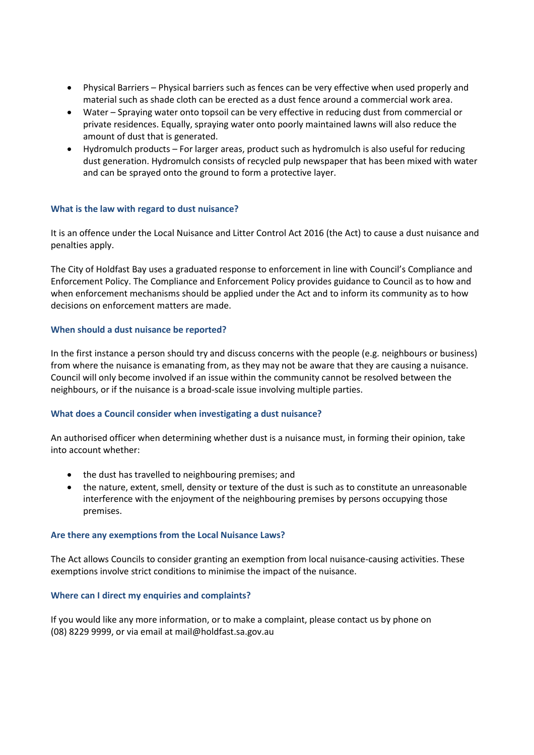- Physical Barriers – Physical barriers such as fences can be very effective when used properly and material such as shade cloth can be erected as a dust fence around a commercial work area.
- Water – Spraying water onto topsoil can be very effective in reducing dust from commercial or private residences. Equally, spraying water onto poorly maintained lawns will also reduce the amount of dust that is generated.
- Hydromulch products – For larger areas, product such as hydromulch is also useful for reducing dust generation. Hydromulch consists of recycled pulp newspaper that has been mixed with water and can be sprayed onto the ground to form a protective layer.

### What is the law with regard to dust nuisance?

It is an offence under the Local Nuisance and Litter Control Act 2016 (the Act) to cause a dust nuisance and penalties apply.

The City of Holdfast Bay uses a graduated response to enforcement in line with Council's Compliance and Enforcement Policy. The Compliance and Enforcement Policy provides guidance to Council as to how and when enforcement mechanisms should be applied under the Act and to inform its community as to how decisions on enforcement matters are made.

### When should a dust nuisance be reported?

In the first instance a person should try and discuss concerns with the people (e.g. neighbours or business) from where the nuisance is emanating from, as they may not be aware that they are causing a nuisance. Council will only become involved if an issue within the community cannot be resolved between the neighbours, or if the nuisance is a broad-scale issue involving multiple parties.

### What does a Council consider when investigating a dust nuisance?

An authorised officer when determining whether dust is a nuisance must, in forming their opinion, take into account whether:

- the dust has travelled to neighbouring premises; and
- the nature, extent, smell, density or texture of the dust is such as to constitute an unreasonable interference with the enjoyment of the neighbouring premises by persons occupying those premises.

### Are there any exemptions from the Local Nuisance Laws?

The Act allows Councils to consider granting an exemption from local nuisance-causing activities. These exemptions involve strict conditions to minimise the impact of the nuisance.

### Where can I direct my enquiries and complaints?

If you would like any more information, or to make a complaint, please contact us by phone on (08) 8229 9999, or via email at mail@holdfast.sa.gov.au